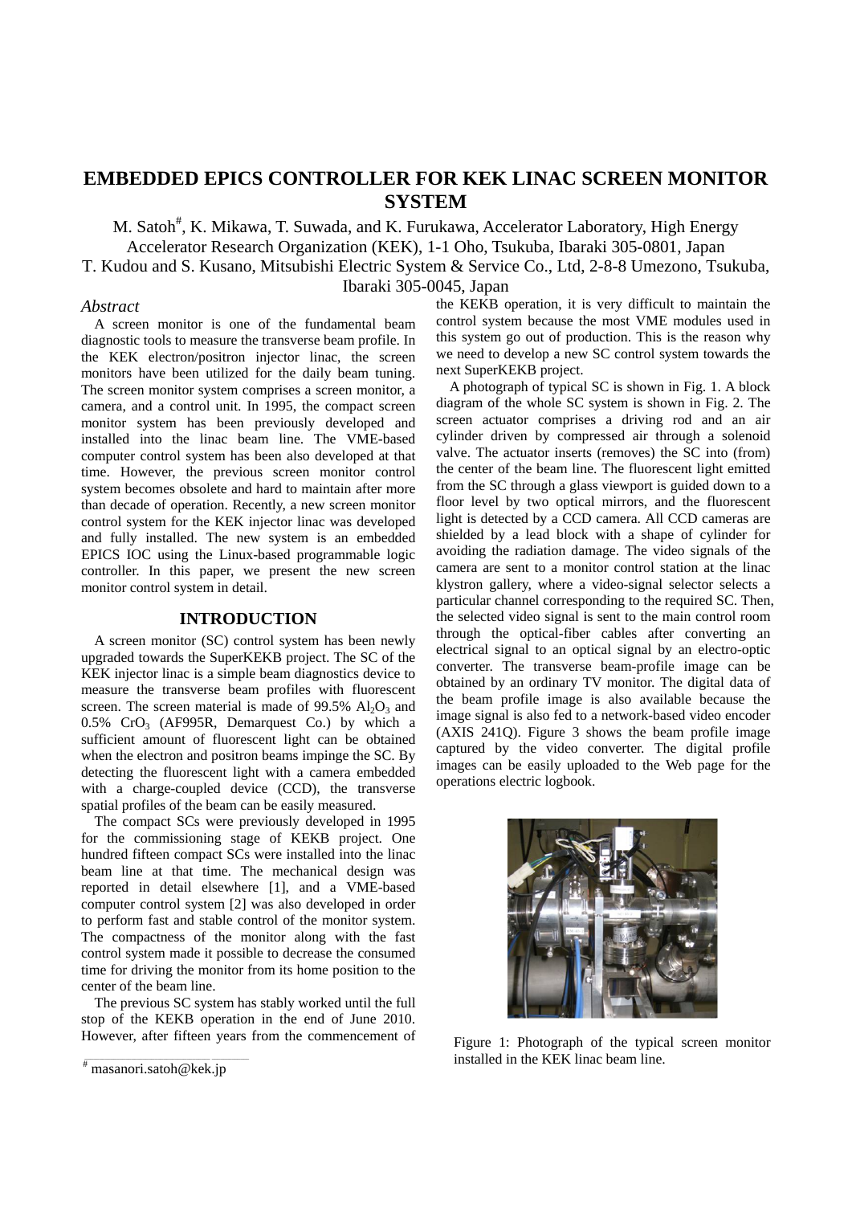# EMBEDDED EPICS CONTROLLER FOR KEK LINAC SCREEN MONITOR SYSTEM

M. Satoh#, K. Mikawa, T. Suwada, and K. Furukawa, Accelerator Laboratory, High Energy Accelerator Research Organization (KEK), 1-1 Oho, Tsukuba, Ibaraki 305-0801, Japan
T. Kudou and S. Kusano, Mitsubishi Electric System & Service Co., Ltd, 2-8-8 Umezono, Tsukuba, Ibaraki 305-0045, Japan

*Abstract*

A screen monitor is one of the fundamental beam diagnostic tools to measure the transverse beam profile. In the KEK electron/positron injector linac, the screen monitors have been utilized for the daily beam tuning. The screen monitor system comprises a screen monitor, a camera, and a control unit. In 1995, the compact screen monitor system has been previously developed and installed into the linac beam line. The VME-based computer control system has been also developed at that time. However, the previous screen monitor control system becomes obsolete and hard to maintain after more than decade of operation. Recently, a new screen monitor control system for the KEK injector linac was developed and fully installed. The new system is an embedded EPICS IOC using the Linux-based programmable logic controller. In this paper, we present the new screen monitor control system in detail.

## INTRODUCTION

A screen monitor (SC) control system has been newly upgraded towards the SuperKEKB project. The SC of the KEK injector linac is a simple beam diagnostics device to measure the transverse beam profiles with fluorescent screen. The screen material is made of 99.5% $Al_2O_3$ and 0.5% $CrO_3$ (AF995R, Demarquest Co.) by which a sufficient amount of fluorescent light can be obtained when the electron and positron beams impinge the SC. By detecting the fluorescent light with a camera embedded with a charge-coupled device (CCD), the transverse spatial profiles of the beam can be easily measured.

The compact SCs were previously developed in 1995 for the commissioning stage of KEKB project. One hundred fifteen compact SCs were installed into the linac beam line at that time. The mechanical design was reported in detail elsewhere [1], and a VME-based computer control system [2] was also developed in order to perform fast and stable control of the monitor system. The compactness of the monitor along with the fast control system made it possible to decrease the consumed time for driving the monitor from its home position to the center of the beam line.

The previous SC system has stably worked until the full stop of the KEKB operation in the end of June 2010. However, after fifteen years from the commencement of the KEKB operation, it is very difficult to maintain the control system because the most VME modules used in this system go out of production. This is the reason why we need to develop a new SC control system towards the next SuperKEKB project.

A photograph of typical SC is shown in Fig. 1. A block diagram of the whole SC system is shown in Fig. 2. The screen actuator comprises a driving rod and an air cylinder driven by compressed air through a solenoid valve. The actuator inserts (removes) the SC into (from) the center of the beam line. The fluorescent light emitted from the SC through a glass viewport is guided down to a floor level by two optical mirrors, and the fluorescent light is detected by a CCD camera. All CCD cameras are shielded by a lead block with a shape of cylinder for avoiding the radiation damage. The video signals of the camera are sent to a monitor control station at the linac klystron gallery, where a video-signal selector selects a particular channel corresponding to the required SC. Then, the selected video signal is sent to the main control room through the optical-fiber cables after converting an electrical signal to an optical signal by an electro-optic converter. The transverse beam-profile image can be obtained by an ordinary TV monitor. The digital data of the beam profile image is also available because the image signal is also fed to a network-based video encoder (AXIS 241Q). Figure 3 shows the beam profile image captured by the video converter. The digital profile images can be easily uploaded to the Web page for the operations electric logbook.

Figure 1: Photograph of the typical screen monitor installed in the KEK linac beam line.

# masanori.satoh@kek.jp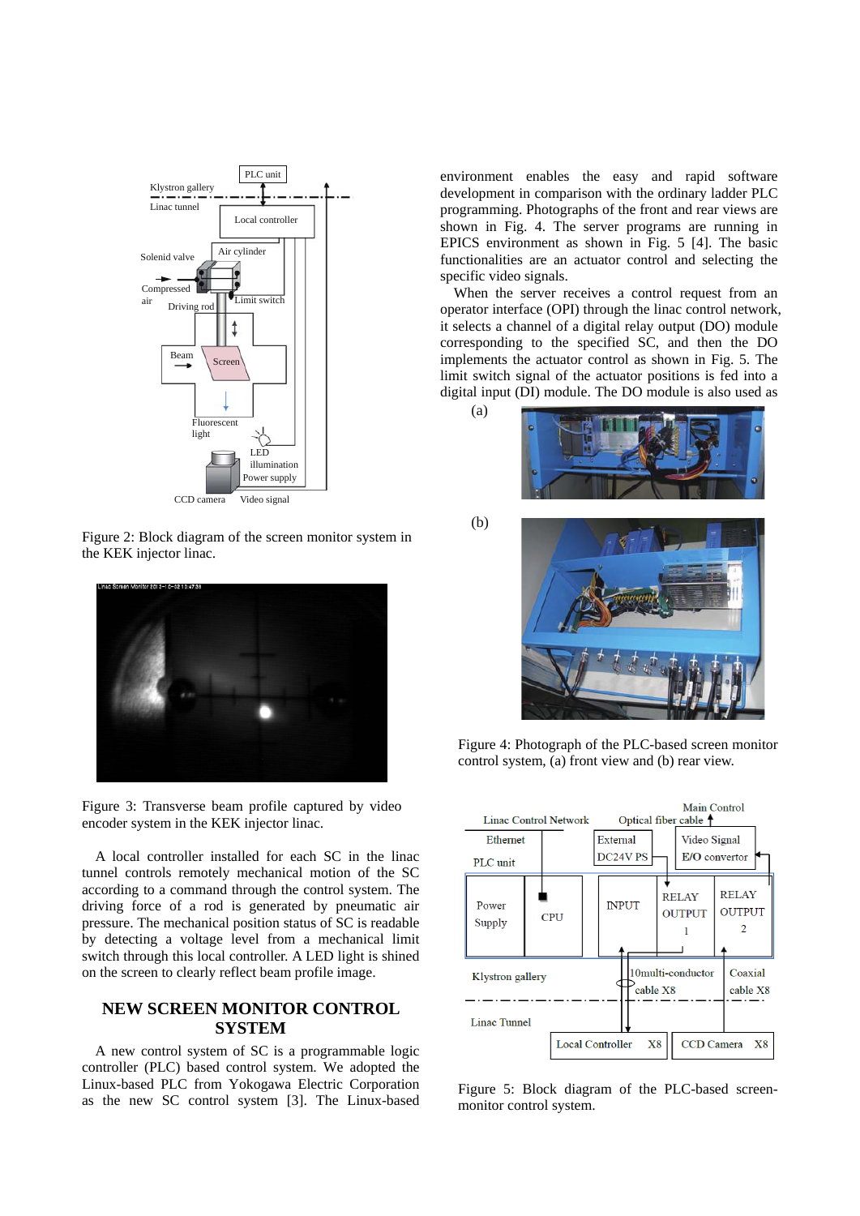Figure 2: Block diagram of the screen monitor system in the KEK injector linac.

Figure 3: Transverse beam profile captured by video encoder system in the KEK injector linac.

A local controller installed for each SC in the linac tunnel controls remotely mechanical motion of the SC according to a command through the control system. The driving force of a rod is generated by pneumatic air pressure. The mechanical position status of SC is readable by detecting a voltage level from a mechanical limit switch through this local controller. A LED light is shined on the screen to clearly reflect beam profile image.

## NEW SCREEN MONITOR CONTROL SYSTEM

A new control system of SC is a programmable logic controller (PLC) based control system. We adopted the Linux-based PLC from Yokogawa Electric Corporation as the new SC control system [3]. The Linux-based environment enables the easy and rapid software development in comparison with the ordinary ladder PLC programming. Photographs of the front and rear views are shown in Fig. 4. The server programs are running in EPICS environment as shown in Fig. 5 [4]. The basic functionalities are an actuator control and selecting the specific video signals.

When the server receives a control request from an operator interface (OPI) through the linac control network, it selects a channel of a digital relay output (DO) module corresponding to the specified SC, and then the DO implements the actuator control as shown in Fig. 5. The limit switch signal of the actuator positions is fed into a digital input (DI) module. The DO module is also used as

Figure 4: Photograph of the PLC-based screen monitor control system, (a) front view and (b) rear view.

Figure 5: Block diagram of the PLC-based screen-monitor control system.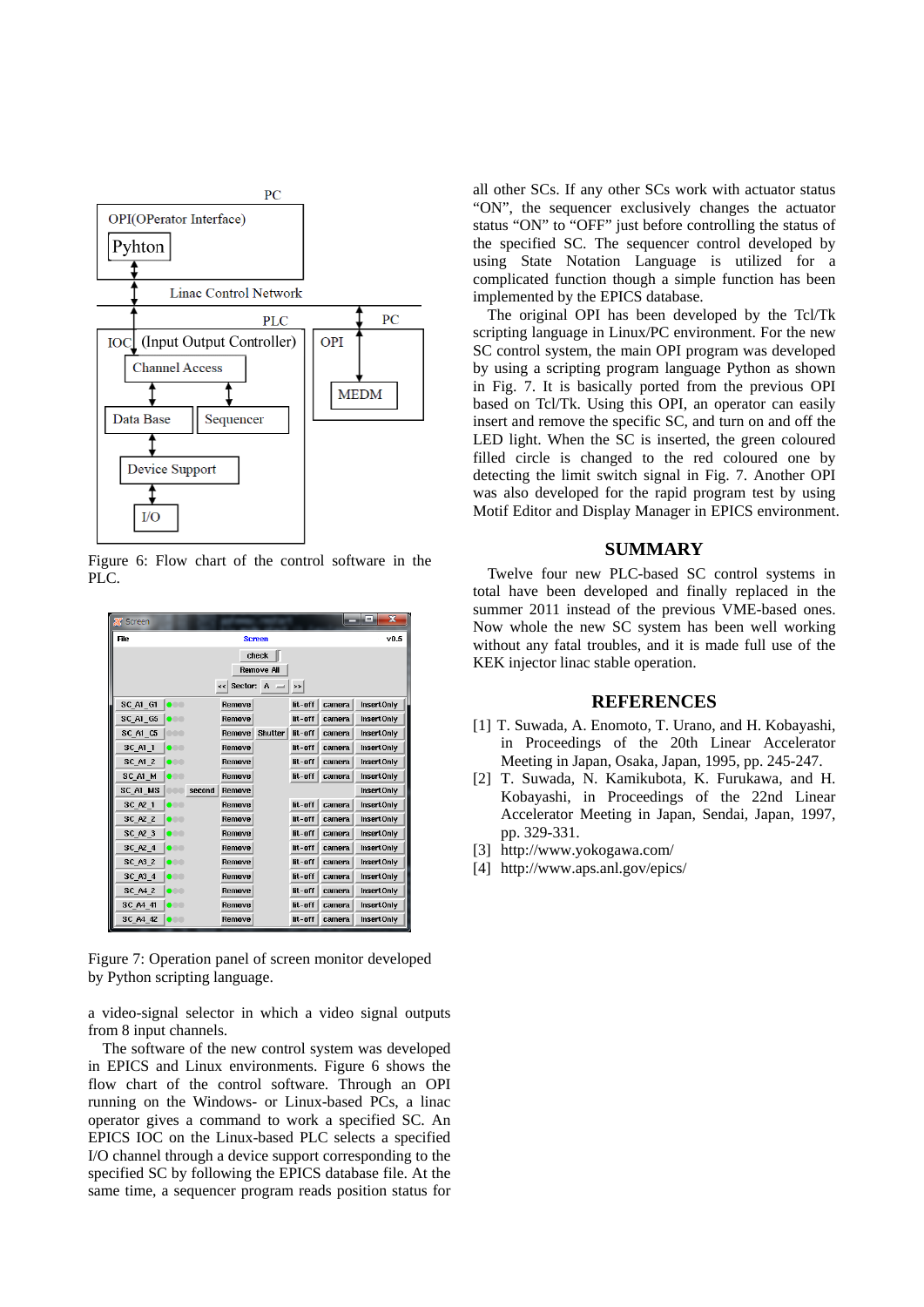PC

OPI(OPerator Interface)

Pyhton

Linac Control Network

PLC

PC

IOC (Input Output Controller)

Channel Access

OPI

MEDM

Data Base

Sequencer

Device Support

I/O

Figure 6: Flow chart of the control software in the PLC.

Figure 7: Operation panel of screen monitor developed by Python scripting language.

a video-signal selector in which a video signal outputs from 8 input channels.

The software of the new control system was developed in EPICS and Linux environments. Figure 6 shows the flow chart of the control software. Through an OPI running on the Windows- or Linux-based PCs, a linac operator gives a command to work a specified SC. An EPICS IOC on the Linux-based PLC selects a specified I/O channel through a device support corresponding to the specified SC by following the EPICS database file. At the same time, a sequencer program reads position status for all other SCs. If any other SCs work with actuator status “ON”, the sequencer exclusively changes the actuator status “ON” to “OFF” just before controlling the status of the specified SC. The sequencer control developed by using State Notation Language is utilized for a complicated function though a simple function has been implemented by the EPICS database.

The original OPI has been developed by the Tcl/Tk scripting language in Linux/PC environment. For the new SC control system, the main OPI program was developed by using a scripting program language Python as shown in Fig. 7. It is basically ported from the previous OPI based on Tcl/Tk. Using this OPI, an operator can easily insert and remove the specific SC, and turn on and off the LED light. When the SC is inserted, the green coloured filled circle is changed to the red coloured one by detecting the limit switch signal in Fig. 7. Another OPI was also developed for the rapid program test by using Motif Editor and Display Manager in EPICS environment.

## SUMMARY

Twelve four new PLC-based SC control systems in total have been developed and finally replaced in the summer 2011 instead of the previous VME-based ones. Now whole the new SC system has been well working without any fatal troubles, and it is made full use of the KEK injector linac stable operation.

## REFERENCES

[1] T. Suwada, A. Enomoto, T. Urano, and H. Kobayashi, in Proceedings of the 20th Linear Accelerator Meeting in Japan, Osaka, Japan, 1995, pp. 245-247.

[2] T. Suwada, N. Kamikubota, K. Furukawa, and H. Kobayashi, in Proceedings of the 22nd Linear Accelerator Meeting in Japan, Sendai, Japan, 1997, pp. 329-331.

[3] http://www.yokogawa.com/

[4] http://www.aps.anl.gov/epics/